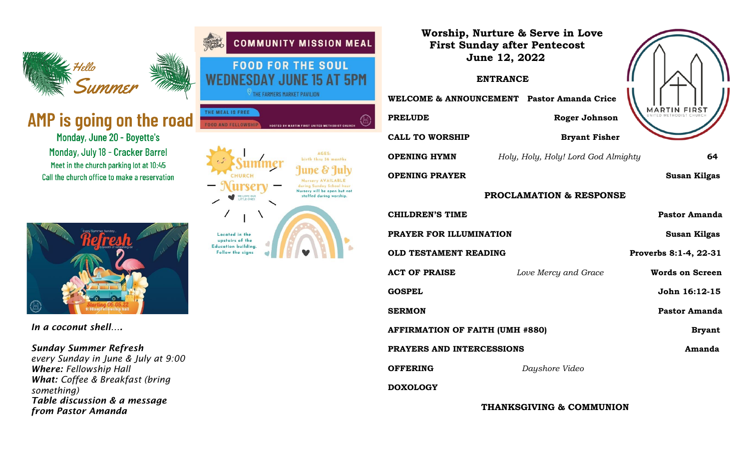Hello Summer

## AMP is going on the road

Monday, June 20 - Boyette's

Monday, July 18 - Cracker Barrel

Meet in the church parking lot at 10:45

Call the church office to make a reservation

Every Summer Sunday...

Refresh

a breath of refreshing air

Starting 06.05.22

9:00am/Fellowship hall

*In a coconut shell….*

***Sunday Summer Refresh***
*every Sunday in June & July at 9:00*
***Where:*** *Fellowship Hall*
***What:*** *Coffee & Breakfast (bring something)*
***Table discussion & a message from Pastor Amanda***

**COMMUNITY MISSION MEAL**

**FOOD FOR THE SOUL**

**WEDNESDAY JUNE 15 AT 5PM**

THE FARMERS MARKET PAVILION

THE MEAL IS FREE

FOOD AND FELLOWSHIP

HOSTED BY MARTIN FIRST UNITED METHODIST CHURCH

Summer Church Nursery

WE LOVE OUR LITTLE ONES

AGES: birth thru 36 months

June & July

Nursery AVAILABLE during Sunday School hour

Nursery will be open but not staffed during worship.

Located in the upstairs of the Education building. Follow the signs

# Worship, Nurture & Serve in Love
## First Sunday after Pentecost
## June 12, 2022

MARTIN FIRST UNITED METHODIST CHURCH

### ENTRANCE

**WELCOME & ANNOUNCEMENT** — **Pastor Amanda Crice**

**PRELUDE** — **Roger Johnson**

**CALL TO WORSHIP** — **Bryant Fisher**

**OPENING HYMN** — *Holy, Holy, Holy! Lord God Almighty* — **64**

**OPENING PRAYER** — **Susan Kilgas**

### PROCLAMATION & RESPONSE

**CHILDREN'S TIME** — **Pastor Amanda**

**PRAYER FOR ILLUMINATION** — **Susan Kilgas**

**OLD TESTAMENT READING** — **Proverbs 8:1-4, 22-31**

**ACT OF PRAISE** — *Love Mercy and Grace* — **Words on Screen**

**GOSPEL** — **John 16:12-15**

**SERMON** — **Pastor Amanda**

**AFFIRMATION OF FAITH (UMH #880)** — **Bryant**

**PRAYERS AND INTERCESSIONS** — **Amanda**

**OFFERING** — *Dayshore Video*

**DOXOLOGY**

### THANKSGIVING & COMMUNION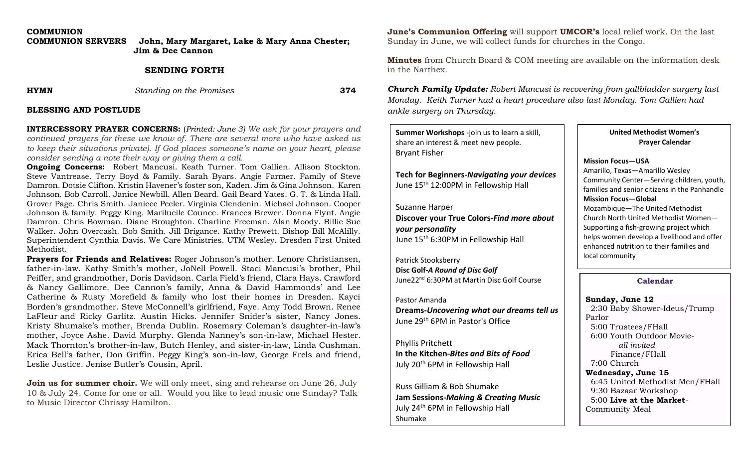**COMMUNION**

**COMMUNION SERVERS** **John, Mary Margaret, Lake & Mary Anna Chester; Jim & Dee Cannon**

## SENDING FORTH

**HYMN** *Standing on the Promises* **374**

**BLESSING AND POSTLUDE**

**INTERCESSORY PRAYER CONCERNS:** (*Printed: June 3) We ask for your prayers and continued prayers for these we know of. There are several more who have asked us to keep their situations private). If God places someone's name on your heart, please consider sending a note their way or giving them a call.*

**Ongoing Concerns:** Robert Mancusi. Keath Turner. Tom Gallien. Allison Stockton. Steve Vantrease. Terry Boyd & Family. Sarah Byars. Angie Farmer. Family of Steve Damron. Dotsie Clifton. Kristin Havener's foster son, Kaden. Jim & Gina Johnson. Karen Johnson. Bob Carroll. Janice Newbill. Allen Beard. Gail Beard Yates. G. T. & Linda Hall. Grover Page. Chris Smith. Janiece Peeler. Virginia Clendenin. Michael Johnson. Cooper Johnson & family. Peggy King. Marilucile Counce. Frances Brewer. Donna Flynt. Angie Damron. Chris Bowman. Diane Broughton. Charline Freeman. Alan Moody. Billie Sue Walker. John Overcash. Bob Smith. Jill Brigance. Kathy Prewett. Bishop Bill McAlilly. Superintendent Cynthia Davis. We Care Ministries. UTM Wesley. Dresden First United Methodist.

**Prayers for Friends and Relatives:** Roger Johnson's mother. Lenore Christiansen, father-in-law. Kathy Smith's mother, JoNell Powell. Staci Mancusi's brother, Phil Peiffer, and grandmother, Doris Davidson. Carla Field's friend, Clara Hays. Crawford & Nancy Gallimore. Dee Cannon's family, Anna & David Hammonds' and Lee Catherine & Rusty Morefield & family who lost their homes in Dresden. Kayci Borden's grandmother. Steve McConnell's girlfriend, Faye. Amy Todd Brown. Renee LaFleur and Ricky Garlitz. Austin Hicks. Jennifer Snider's sister, Nancy Jones. Kristy Shumake's mother, Brenda Dublin. Rosemary Coleman's daughter-in-law's mother, Joyce Ashe. David Murphy. Glenda Nanney's son-in-law, Michael Hester. Mack Thornton's brother-in-law, Butch Henley, and sister-in-law, Linda Cushman. Erica Bell's father, Don Griffin. Peggy King's son-in-law, George Frels and friend, Leslie Justice. Jenise Butler's Cousin, April.

**Join us for summer choir.** We will only meet, sing and rehearse on June 26, July 10 & July 24. Come for one or all. Would you like to lead music one Sunday? Talk to Music Director Chrissy Hamilton.

**June's Communion Offering** will support **UMCOR's** local relief work. On the last Sunday in June, we will collect funds for churches in the Congo.

**Minutes** from Church Board & COM meeting are available on the information desk in the Narthex.

***Church Family Update:*** *Robert Mancusi is recovering from gallbladder surgery last Monday. Keith Turner had a heart procedure also last Monday. Tom Gallien had ankle surgery on Thursday.*

**Summer Workshops** -join us to learn a skill, share an interest & meet new people.

Bryant Fisher
**Tech for Beginners-*Navigating your devices***
June 15th 12:00PM in Fellowship Hall

Suzanne Harper
**Discover your True Colors-*Find more about your personality***
June 15th 6:30PM in Fellowship Hall

Patrick Stooksberry
**Disc Golf-*A Round of Disc Golf***
June22nd 6:30PM at Martin Disc Golf Course

Pastor Amanda
**Dreams-*Uncovering what our dreams tell us***
June 29th 6PM in Pastor's Office

Phyllis Pritchett
**In the Kitchen-*Bites and Bits of Food***
July 20th 6PM in Fellowship Hall

Russ Gilliam & Bob Shumake
**Jam Sessions-*Making & Creating Music***
July 24th 6PM in Fellowship Hall
Shumake

**United Methodist Women's Prayer Calendar**

**Mission Focus—USA**
Amarillo, Texas—Amarillo Wesley Community Center—Serving children, youth, families and senior citizens in the Panhandle

**Mission Focus—Global**
Mozambique—The United Methodist Church North United Methodist Women—Supporting a fish-growing project which helps women develop a livelihood and offer enhanced nutrition to their families and local community

**Calendar**

**Sunday, June 12**
2:30 Baby Shower-Ideus/Trump Parlor
5:00 Trustees/FHall
6:00 Youth Outdoor Movie- *all invited*
Finance/FHall
7:00 Church

**Wednesday, June 15**
6:45 United Methodist Men/FHall
9:30 Bazaar Workshop
5:00 **Live at the Market**-Community Meal